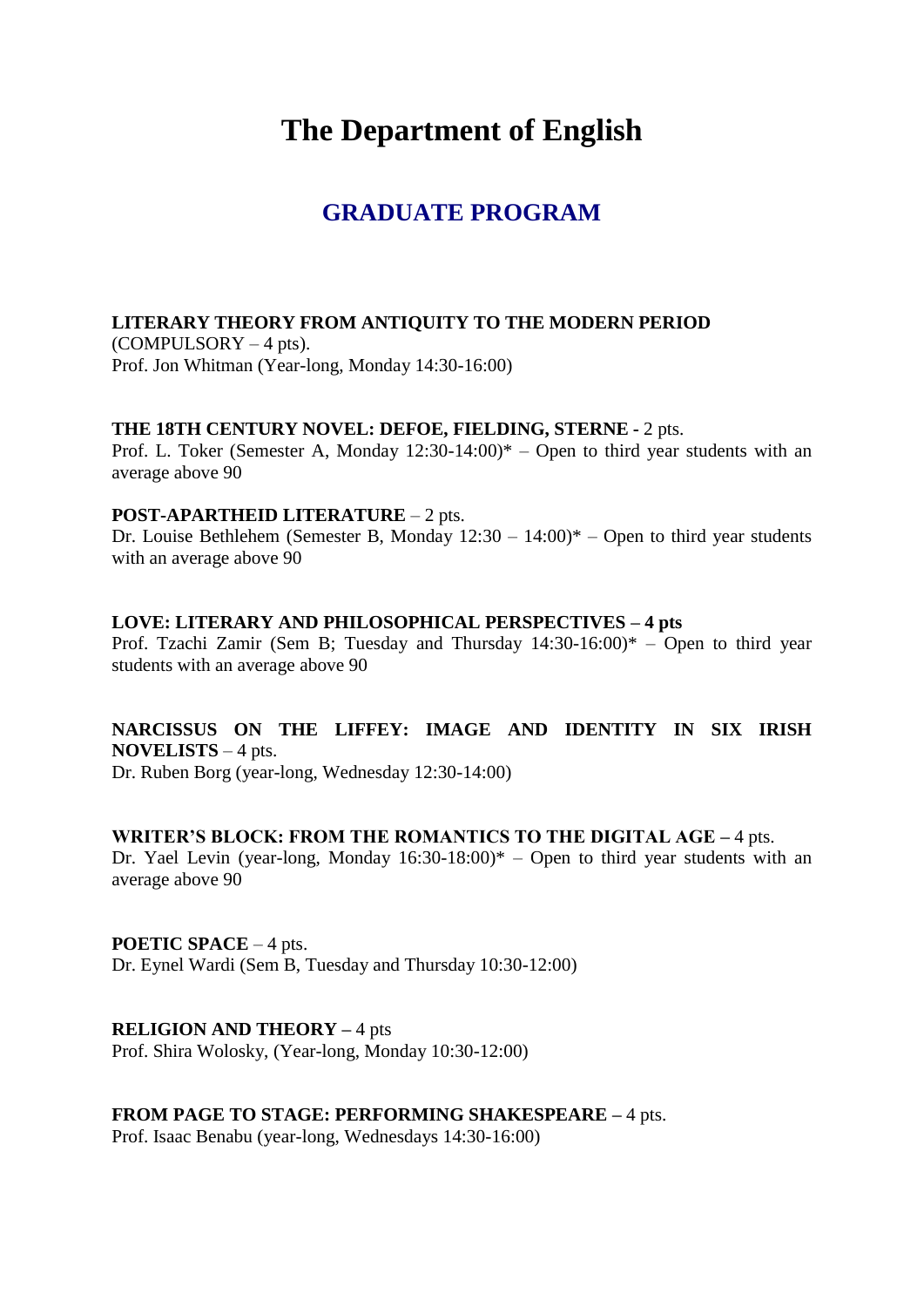# The Department of English

## GRADUATE PROGRAM

**LITERARY THEORY FROM ANTIQUITY TO THE MODERN PERIOD**
(COMPULSORY – 4 pts).
Prof. Jon Whitman (Year-long, Monday 14:30-16:00)

**THE 18TH CENTURY NOVEL: DEFOE, FIELDING, STERNE -** 2 pts.
Prof. L. Toker (Semester A, Monday 12:30-14:00)* – Open to third year students with an average above 90

**POST-APARTHEID LITERATURE** – 2 pts.
Dr. Louise Bethlehem (Semester B, Monday 12:30 – 14:00)* – Open to third year students with an average above 90

**LOVE: LITERARY AND PHILOSOPHICAL PERSPECTIVES – 4 pts**
Prof. Tzachi Zamir (Sem B; Tuesday and Thursday 14:30-16:00)* – Open to third year students with an average above 90

**NARCISSUS ON THE LIFFEY: IMAGE AND IDENTITY IN SIX IRISH NOVELISTS** – 4 pts.
Dr. Ruben Borg (year-long, Wednesday 12:30-14:00)

**WRITER'S BLOCK: FROM THE ROMANTICS TO THE DIGITAL AGE –** 4 pts.
Dr. Yael Levin (year-long, Monday 16:30-18:00)* – Open to third year students with an average above 90

**POETIC SPACE** – 4 pts.
Dr. Eynel Wardi (Sem B, Tuesday and Thursday 10:30-12:00)

**RELIGION AND THEORY –** 4 pts
Prof. Shira Wolosky, (Year-long, Monday 10:30-12:00)

**FROM PAGE TO STAGE: PERFORMING SHAKESPEARE –** 4 pts.
Prof. Isaac Benabu (year-long, Wednesdays 14:30-16:00)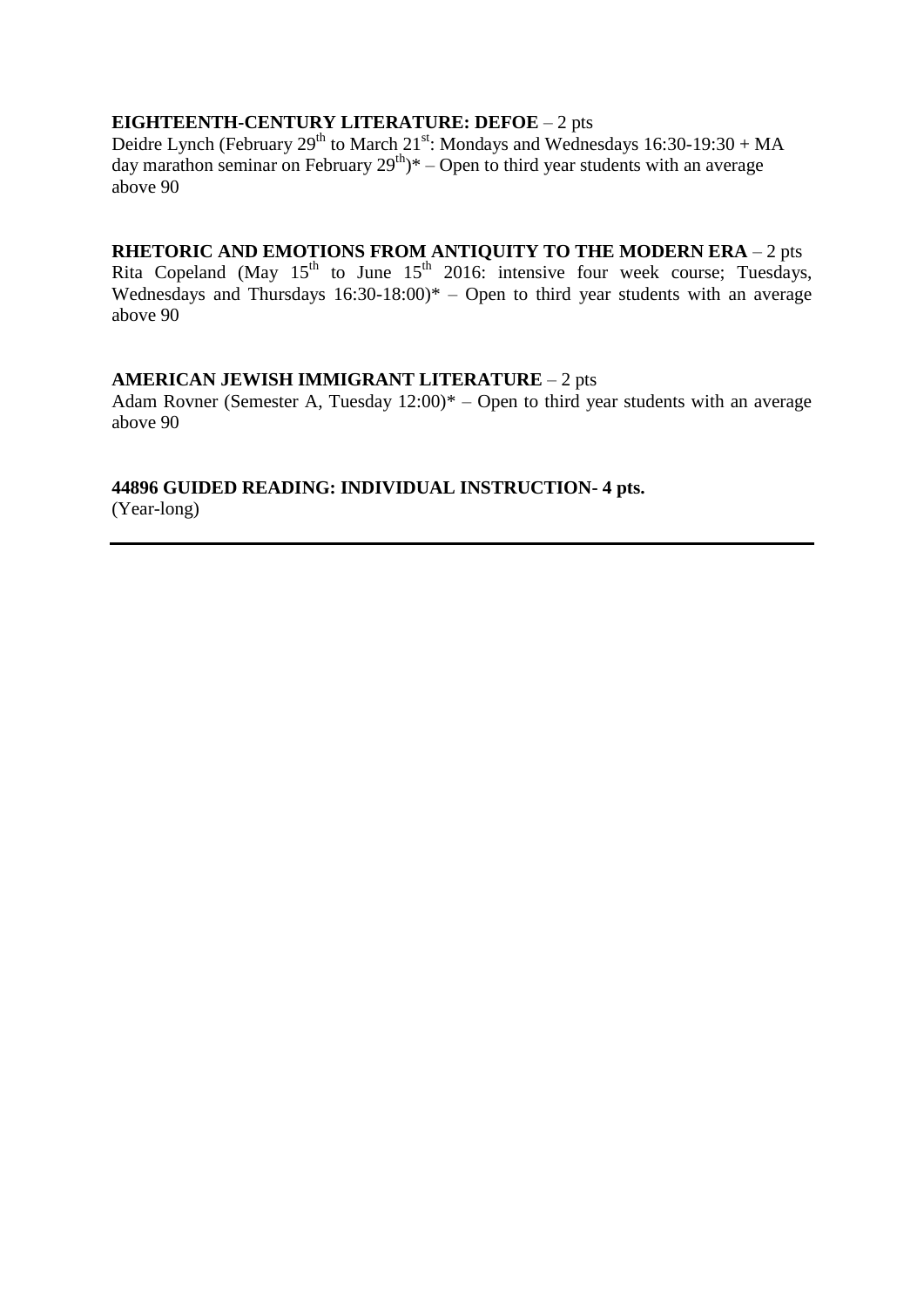**EIGHTEENTH-CENTURY LITERATURE: DEFOE** – 2 pts
Deidre Lynch (February 29th to March 21st: Mondays and Wednesdays 16:30-19:30 + MA day marathon seminar on February 29th)* – Open to third year students with an average above 90

**RHETORIC AND EMOTIONS FROM ANTIQUITY TO THE MODERN ERA** – 2 pts
Rita Copeland (May 15th to June 15th 2016: intensive four week course; Tuesdays, Wednesdays and Thursdays 16:30-18:00)* – Open to third year students with an average above 90

**AMERICAN JEWISH IMMIGRANT LITERATURE** – 2 pts
Adam Rovner (Semester A, Tuesday 12:00)* – Open to third year students with an average above 90

**44896 GUIDED READING: INDIVIDUAL INSTRUCTION- 4 pts.**
(Year-long)

---